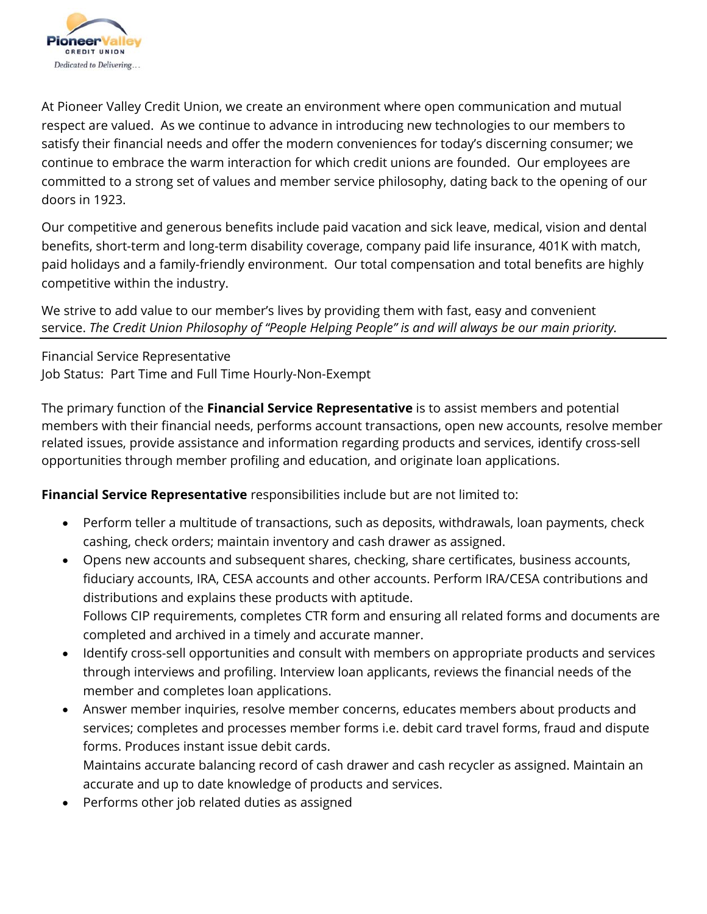Pioneer Valley
CREDIT UNION
*Dedicated to Delivering…*

At Pioneer Valley Credit Union, we create an environment where open communication and mutual respect are valued. As we continue to advance in introducing new technologies to our members to satisfy their financial needs and offer the modern conveniences for today's discerning consumer; we continue to embrace the warm interaction for which credit unions are founded. Our employees are committed to a strong set of values and member service philosophy, dating back to the opening of our doors in 1923.

Our competitive and generous benefits include paid vacation and sick leave, medical, vision and dental benefits, short-term and long-term disability coverage, company paid life insurance, 401K with match, paid holidays and a family-friendly environment. Our total compensation and total benefits are highly competitive within the industry.

We strive to add value to our member's lives by providing them with fast, easy and convenient service. *The Credit Union Philosophy of "People Helping People" is and will always be our main priority.*

---

Financial Service Representative
Job Status: Part Time and Full Time Hourly-Non-Exempt

The primary function of the **Financial Service Representative** is to assist members and potential members with their financial needs, performs account transactions, open new accounts, resolve member related issues, provide assistance and information regarding products and services, identify cross-sell opportunities through member profiling and education, and originate loan applications.

**Financial Service Representative** responsibilities include but are not limited to:

- Perform teller a multitude of transactions, such as deposits, withdrawals, loan payments, check cashing, check orders; maintain inventory and cash drawer as assigned.
- Opens new accounts and subsequent shares, checking, share certificates, business accounts, fiduciary accounts, IRA, CESA accounts and other accounts. Perform IRA/CESA contributions and distributions and explains these products with aptitude.
  Follows CIP requirements, completes CTR form and ensuring all related forms and documents are completed and archived in a timely and accurate manner.
- Identify cross-sell opportunities and consult with members on appropriate products and services through interviews and profiling. Interview loan applicants, reviews the financial needs of the member and completes loan applications.
- Answer member inquiries, resolve member concerns, educates members about products and services; completes and processes member forms i.e. debit card travel forms, fraud and dispute forms. Produces instant issue debit cards.
  Maintains accurate balancing record of cash drawer and cash recycler as assigned. Maintain an accurate and up to date knowledge of products and services.
- Performs other job related duties as assigned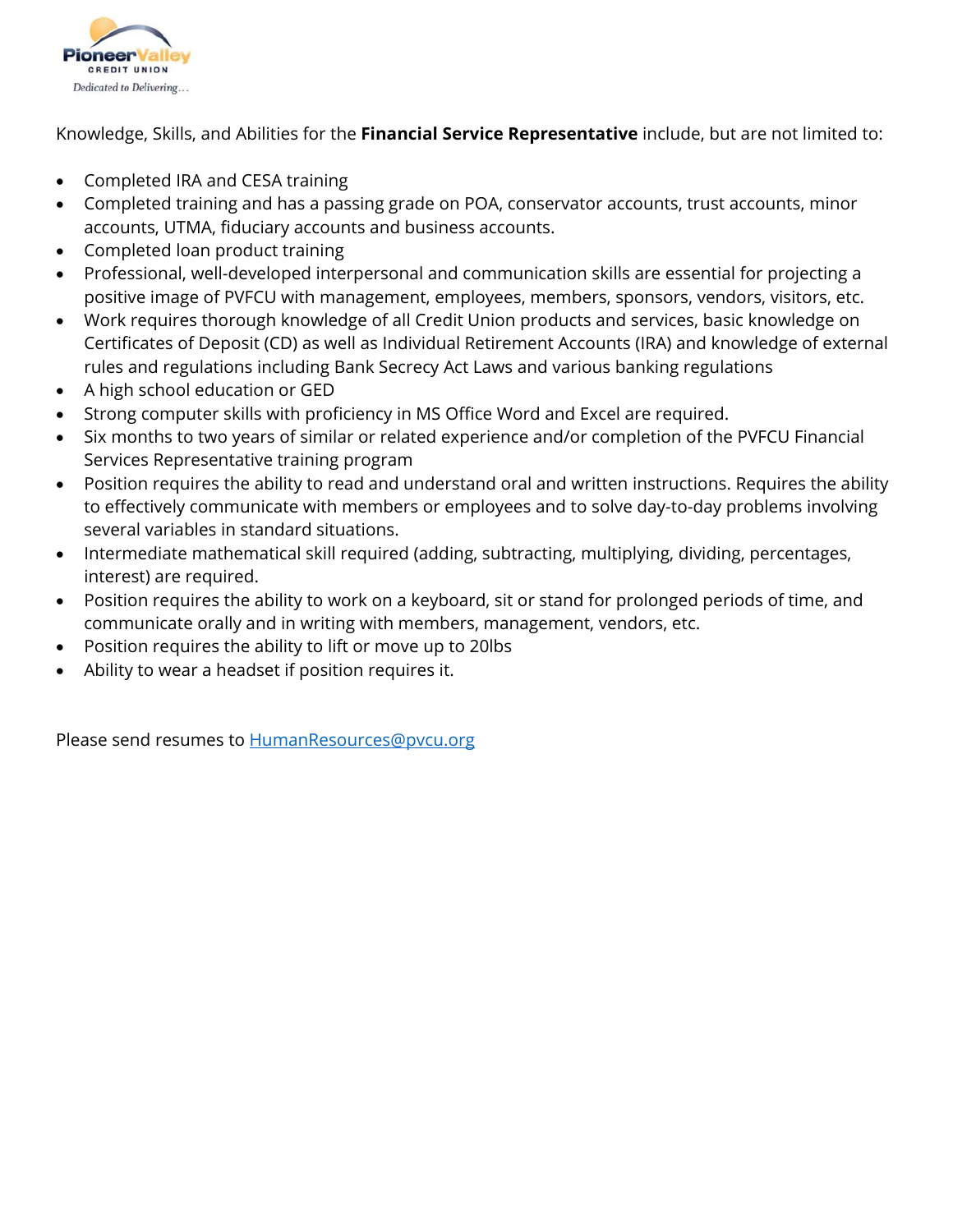Knowledge, Skills, and Abilities for the **Financial Service Representative** include, but are not limited to:

- Completed IRA and CESA training
- Completed training and has a passing grade on POA, conservator accounts, trust accounts, minor accounts, UTMA, fiduciary accounts and business accounts.
- Completed loan product training
- Professional, well-developed interpersonal and communication skills are essential for projecting a positive image of PVFCU with management, employees, members, sponsors, vendors, visitors, etc.
- Work requires thorough knowledge of all Credit Union products and services, basic knowledge on Certificates of Deposit (CD) as well as Individual Retirement Accounts (IRA) and knowledge of external rules and regulations including Bank Secrecy Act Laws and various banking regulations
- A high school education or GED
- Strong computer skills with proficiency in MS Office Word and Excel are required.
- Six months to two years of similar or related experience and/or completion of the PVFCU Financial Services Representative training program
- Position requires the ability to read and understand oral and written instructions. Requires the ability to effectively communicate with members or employees and to solve day-to-day problems involving several variables in standard situations.
- Intermediate mathematical skill required (adding, subtracting, multiplying, dividing, percentages, interest) are required.
- Position requires the ability to work on a keyboard, sit or stand for prolonged periods of time, and communicate orally and in writing with members, management, vendors, etc.
- Position requires the ability to lift or move up to 20lbs
- Ability to wear a headset if position requires it.

Please send resumes to HumanResources@pvcu.org